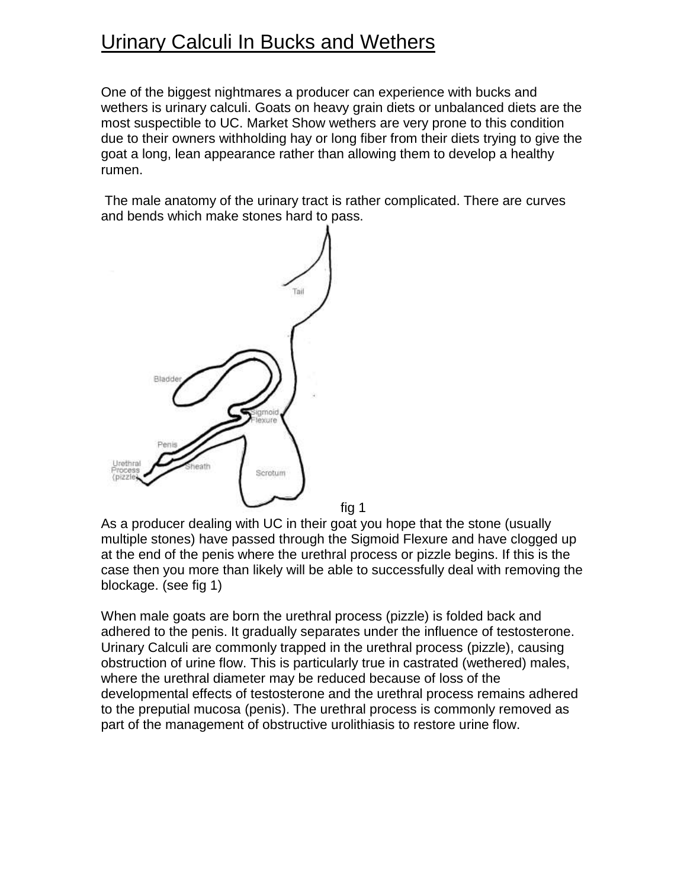# Urinary Calculi In Bucks and Wethers

One of the biggest nightmares a producer can experience with bucks and wethers is urinary calculi. Goats on heavy grain diets or unbalanced diets are the most suspectible to UC. Market Show wethers are very prone to this condition due to their owners withholding hay or long fiber from their diets trying to give the goat a long, lean appearance rather than allowing them to develop a healthy rumen.

The male anatomy of the urinary tract is rather complicated. There are curves and bends which make stones hard to pass.

Tail

Bladder

Sigmoid Flexure

Penis

Urethral Process (pizzle)

Sheath

Scrotum

fig 1

As a producer dealing with UC in their goat you hope that the stone (usually multiple stones) have passed through the Sigmoid Flexure and have clogged up at the end of the penis where the urethral process or pizzle begins. If this is the case then you more than likely will be able to successfully deal with removing the blockage. (see fig 1)

When male goats are born the urethral process (pizzle) is folded back and adhered to the penis. It gradually separates under the influence of testosterone. Urinary Calculi are commonly trapped in the urethral process (pizzle), causing obstruction of urine flow. This is particularly true in castrated (wethered) males, where the urethral diameter may be reduced because of loss of the developmental effects of testosterone and the urethral process remains adhered to the preputial mucosa (penis). The urethral process is commonly removed as part of the management of obstructive urolithiasis to restore urine flow.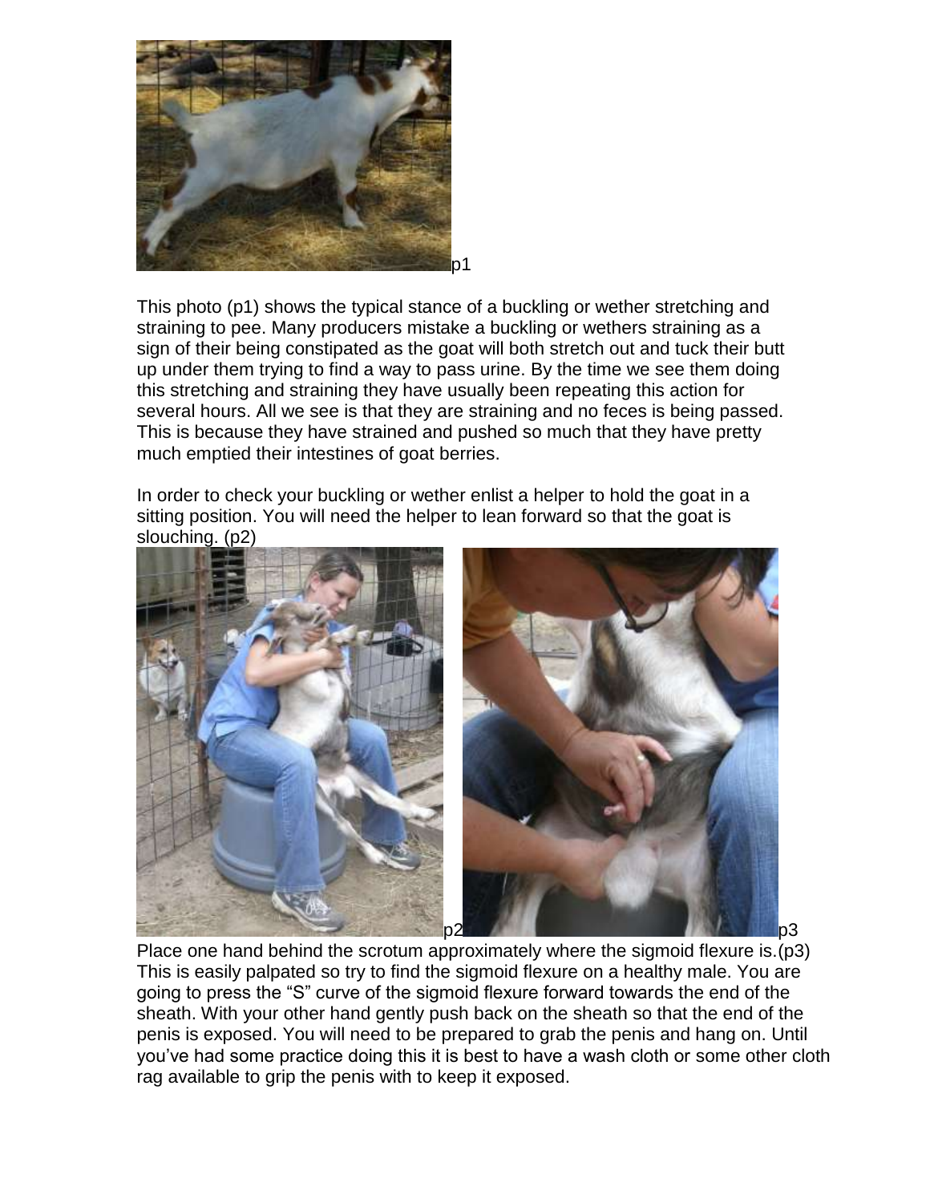p1

This photo (p1) shows the typical stance of a buckling or wether stretching and straining to pee. Many producers mistake a buckling or wethers straining as a sign of their being constipated as the goat will both stretch out and tuck their butt up under them trying to find a way to pass urine. By the time we see them doing this stretching and straining they have usually been repeating this action for several hours. All we see is that they are straining and no feces is being passed. This is because they have strained and pushed so much that they have pretty much emptied their intestines of goat berries.

In order to check your buckling or wether enlist a helper to hold the goat in a sitting position. You will need the helper to lean forward so that the goat is slouching. (p2)

p2 p3

Place one hand behind the scrotum approximately where the sigmoid flexure is.(p3) This is easily palpated so try to find the sigmoid flexure on a healthy male. You are going to press the "S" curve of the sigmoid flexure forward towards the end of the sheath. With your other hand gently push back on the sheath so that the end of the penis is exposed. You will need to be prepared to grab the penis and hang on. Until you've had some practice doing this it is best to have a wash cloth or some other cloth rag available to grip the penis with to keep it exposed.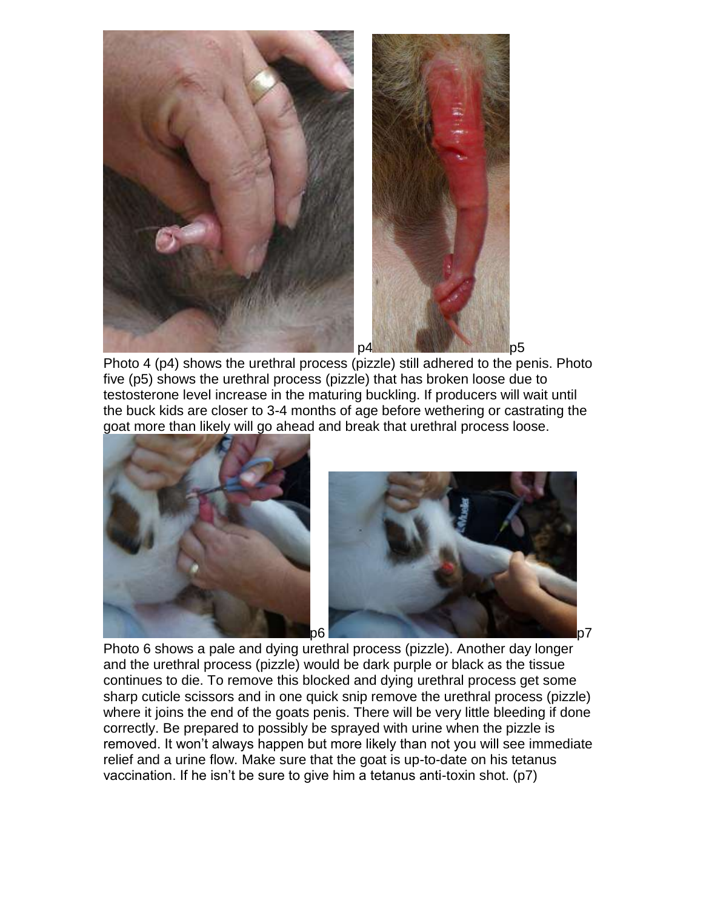p4 p5

Photo 4 (p4) shows the urethral process (pizzle) still adhered to the penis. Photo five (p5) shows the urethral process (pizzle) that has broken loose due to testosterone level increase in the maturing buckling. If producers will wait until the buck kids are closer to 3-4 months of age before wethering or castrating the goat more than likely will go ahead and break that urethral process loose.

p6 p7

Photo 6 shows a pale and dying urethral process (pizzle). Another day longer and the urethral process (pizzle) would be dark purple or black as the tissue continues to die. To remove this blocked and dying urethral process get some sharp cuticle scissors and in one quick snip remove the urethral process (pizzle) where it joins the end of the goats penis. There will be very little bleeding if done correctly. Be prepared to possibly be sprayed with urine when the pizzle is removed. It won't always happen but more likely than not you will see immediate relief and a urine flow. Make sure that the goat is up-to-date on his tetanus vaccination. If he isn't be sure to give him a tetanus anti-toxin shot. (p7)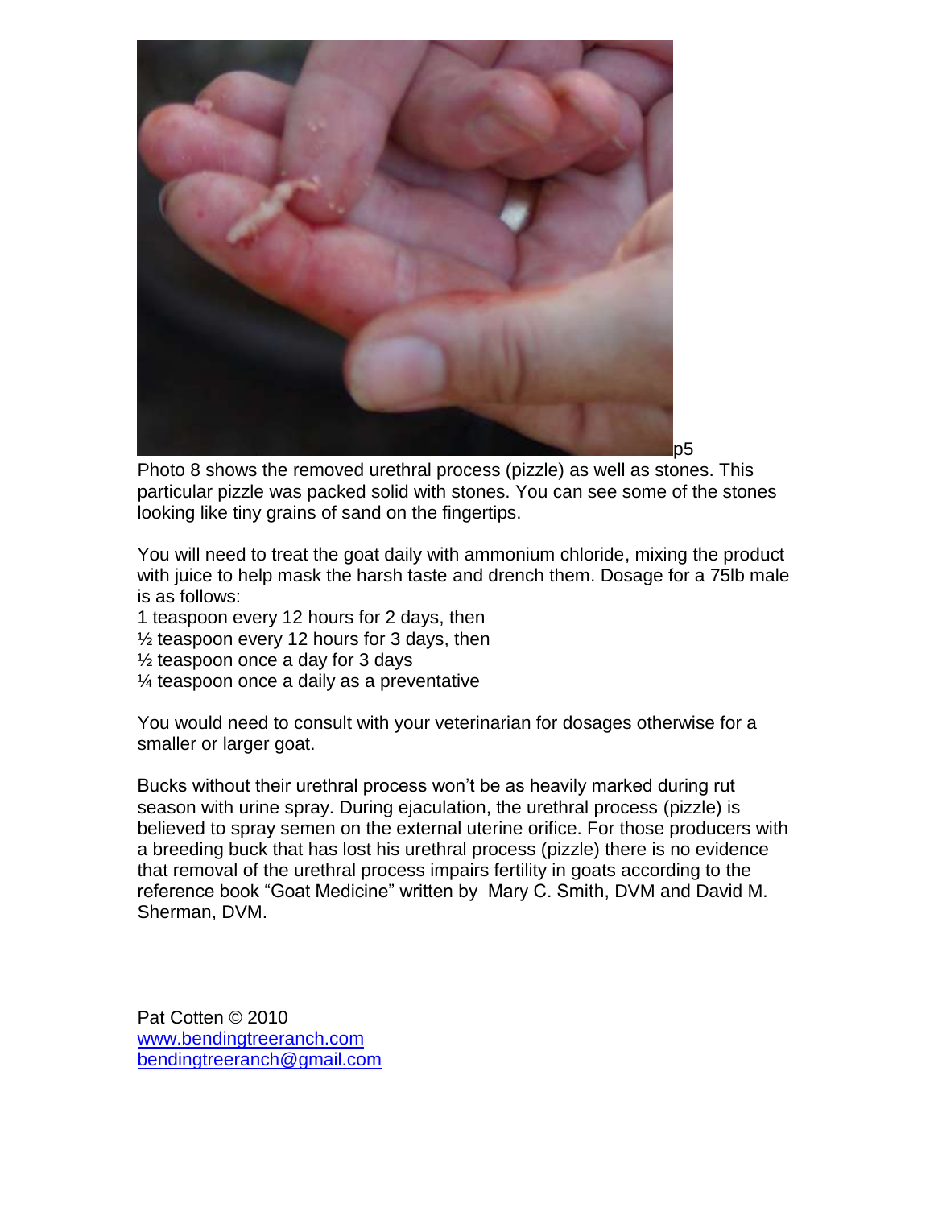p5

Photo 8 shows the removed urethral process (pizzle) as well as stones. This particular pizzle was packed solid with stones. You can see some of the stones looking like tiny grains of sand on the fingertips.

You will need to treat the goat daily with ammonium chloride, mixing the product with juice to help mask the harsh taste and drench them. Dosage for a 75lb male is as follows:

1 teaspoon every 12 hours for 2 days, then
½ teaspoon every 12 hours for 3 days, then
½ teaspoon once a day for 3 days
¼ teaspoon once a daily as a preventative

You would need to consult with your veterinarian for dosages otherwise for a smaller or larger goat.

Bucks without their urethral process won't be as heavily marked during rut season with urine spray. During ejaculation, the urethral process (pizzle) is believed to spray semen on the external uterine orifice. For those producers with a breeding buck that has lost his urethral process (pizzle) there is no evidence that removal of the urethral process impairs fertility in goats according to the reference book "Goat Medicine" written by Mary C. Smith, DVM and David M. Sherman, DVM.

Pat Cotten © 2010
www.bendingtreeranch.com
bendingtreeranch@gmail.com